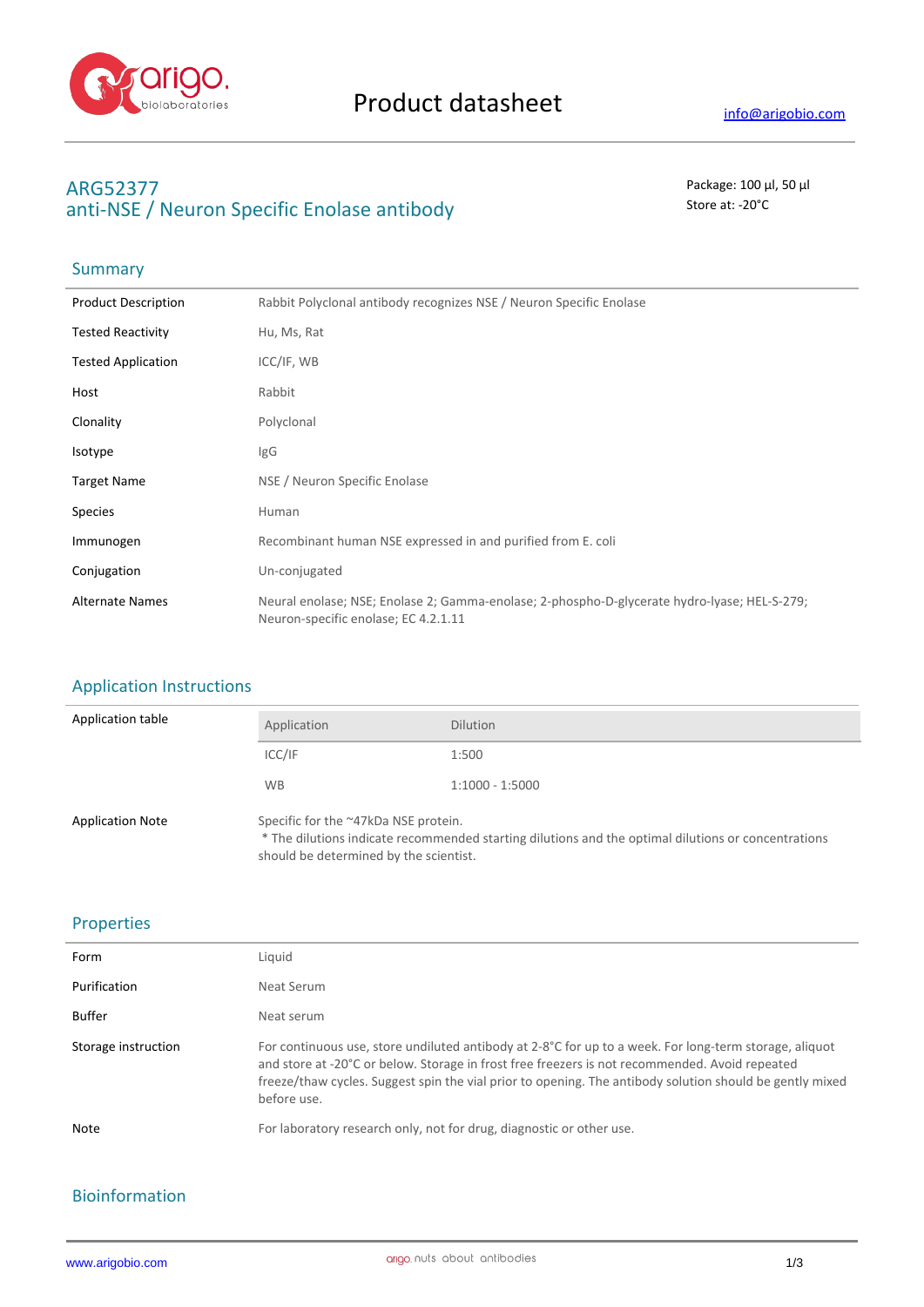# Product datasheet

info@arigobio.com

## ARG52377
## anti-NSE / Neuron Specific Enolase antibody

Package: 100 μl, 50 μl
Store at: -20°C

### Summary

| | |
|---|---|
| Product Description | Rabbit Polyclonal antibody recognizes NSE / Neuron Specific Enolase |
| Tested Reactivity | Hu, Ms, Rat |
| Tested Application | ICC/IF, WB |
| Host | Rabbit |
| Clonality | Polyclonal |
| Isotype | IgG |
| Target Name | NSE / Neuron Specific Enolase |
| Species | Human |
| Immunogen | Recombinant human NSE expressed in and purified from E. coli |
| Conjugation | Un-conjugated |
| Alternate Names | Neural enolase; NSE; Enolase 2; Gamma-enolase; 2-phospho-D-glycerate hydro-lyase; HEL-S-279; Neuron-specific enolase; EC 4.2.1.11 |

### Application Instructions

Application table

| Application | Dilution |
|---|---|
| ICC/IF | 1:500 |
| WB | 1:1000 - 1:5000 |

Application Note

Specific for the ~47kDa NSE protein.
* The dilutions indicate recommended starting dilutions and the optimal dilutions or concentrations should be determined by the scientist.

### Properties

| | |
|---|---|
| Form | Liquid |
| Purification | Neat Serum |
| Buffer | Neat serum |
| Storage instruction | For continuous use, store undiluted antibody at 2-8°C for up to a week. For long-term storage, aliquot and store at -20°C or below. Storage in frost free freezers is not recommended. Avoid repeated freeze/thaw cycles. Suggest spin the vial prior to opening. The antibody solution should be gently mixed before use. |
| Note | For laboratory research only, not for drug, diagnostic or other use. |

### Bioinformation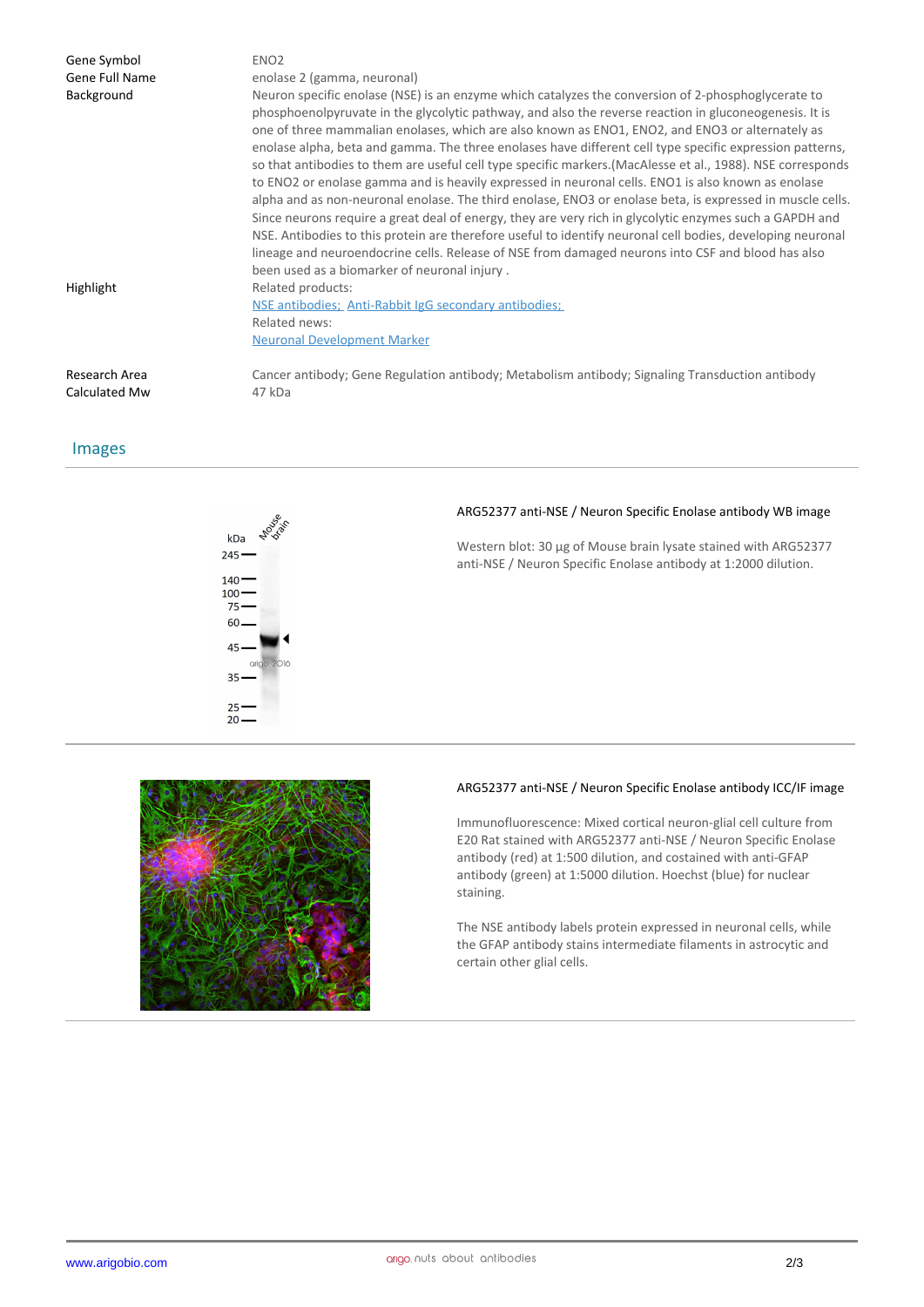| | |
|---|---|
| Gene Symbol | ENO2 |
| Gene Full Name | enolase 2 (gamma, neuronal) |
| Background | Neuron specific enolase (NSE) is an enzyme which catalyzes the conversion of 2-phosphoglycerate to phosphoenolpyruvate in the glycolytic pathway, and also the reverse reaction in gluconeogenesis. It is one of three mammalian enolases, which are also known as ENO1, ENO2, and ENO3 or alternately as enolase alpha, beta and gamma. The three enolases have different cell type specific expression patterns, so that antibodies to them are useful cell type specific markers.(MacAlesse et al., 1988). NSE corresponds to ENO2 or enolase gamma and is heavily expressed in neuronal cells. ENO1 is also known as enolase alpha and as non-neuronal enolase. The third enolase, ENO3 or enolase beta, is expressed in muscle cells. Since neurons require a great deal of energy, they are very rich in glycolytic enzymes such a GAPDH and NSE. Antibodies to this protein are therefore useful to identify neuronal cell bodies, developing neuronal lineage and neuroendocrine cells. Release of NSE from damaged neurons into CSF and blood has also been used as a biomarker of neuronal injury . |
| Highlight | Related products: NSE antibodies; Anti-Rabbit IgG secondary antibodies; Related news: Neuronal Development Marker |
| Research Area | Cancer antibody; Gene Regulation antibody; Metabolism antibody; Signaling Transduction antibody |
| Calculated Mw | 47 kDa |

## Images

kDa
Mouse brain
245
140
100
75
60
45
35
25
20
arigo 2016

**ARG52377 anti-NSE / Neuron Specific Enolase antibody WB image**

Western blot: 30 µg of Mouse brain lysate stained with ARG52377 anti-NSE / Neuron Specific Enolase antibody at 1:2000 dilution.

**ARG52377 anti-NSE / Neuron Specific Enolase antibody ICC/IF image**

Immunofluorescence: Mixed cortical neuron-glial cell culture from E20 Rat stained with ARG52377 anti-NSE / Neuron Specific Enolase antibody (red) at 1:500 dilution, and costained with anti-GFAP antibody (green) at 1:5000 dilution. Hoechst (blue) for nuclear staining.

The NSE antibody labels protein expressed in neuronal cells, while the GFAP antibody stains intermediate filaments in astrocytic and certain other glial cells.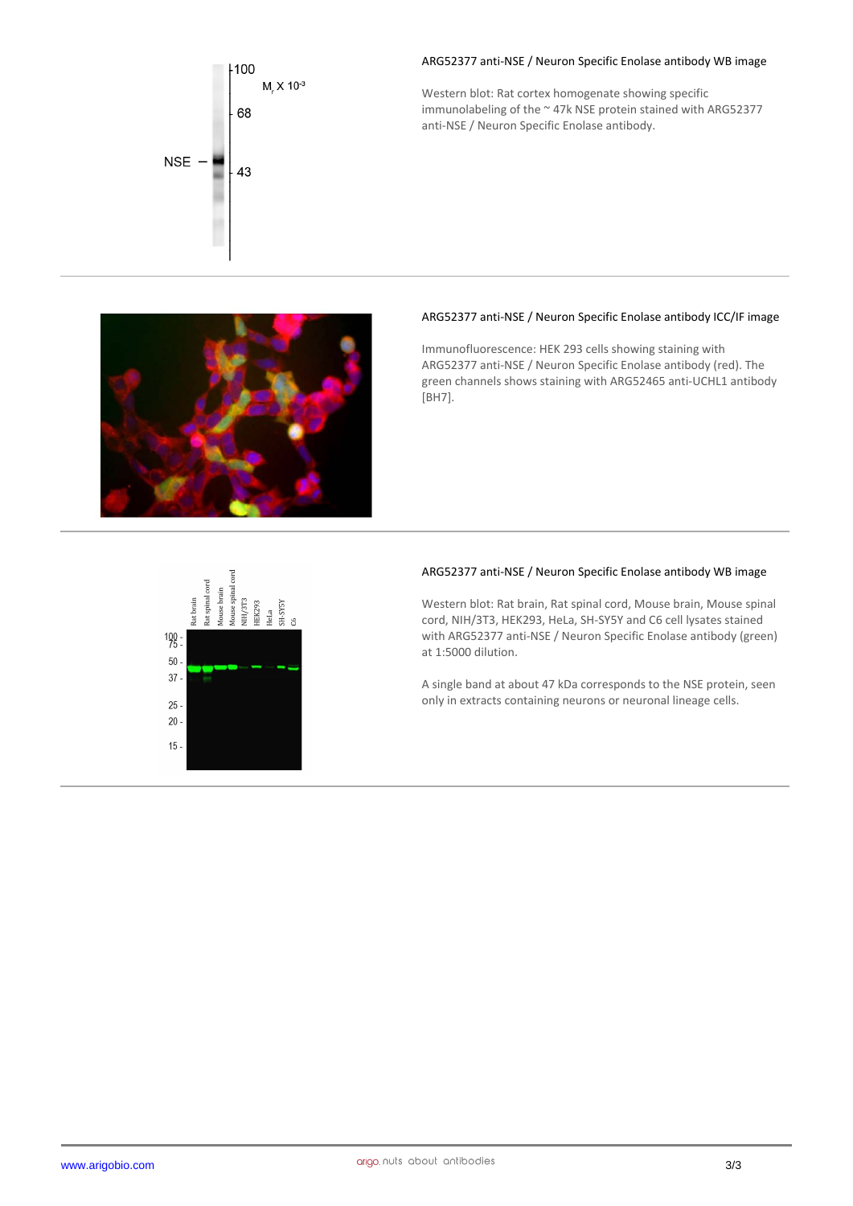NSE –

100

$M_r$ X $10^{-3}$

68

43

### ARG52377 anti-NSE / Neuron Specific Enolase antibody WB image

Western blot: Rat cortex homogenate showing specific immunolabeling of the ~ 47k NSE protein stained with ARG52377 anti-NSE / Neuron Specific Enolase antibody.

### ARG52377 anti-NSE / Neuron Specific Enolase antibody ICC/IF image

Immunofluorescence: HEK 293 cells showing staining with ARG52377 anti-NSE / Neuron Specific Enolase antibody (red). The green channels shows staining with ARG52465 anti-UCHL1 antibody [BH7].

Rat brain

Rat spinal cord

Mouse brain

Mouse spinal cord

NIH/3T3

HEK293

HeLa

SH-SY5Y

C6

100 -

75 -

50 -

37 -

25 -

20 -

15 -

### ARG52377 anti-NSE / Neuron Specific Enolase antibody WB image

Western blot: Rat brain, Rat spinal cord, Mouse brain, Mouse spinal cord, NIH/3T3, HEK293, HeLa, SH-SY5Y and C6 cell lysates stained with ARG52377 anti-NSE / Neuron Specific Enolase antibody (green) at 1:5000 dilution.

A single band at about 47 kDa corresponds to the NSE protein, seen only in extracts containing neurons or neuronal lineage cells.